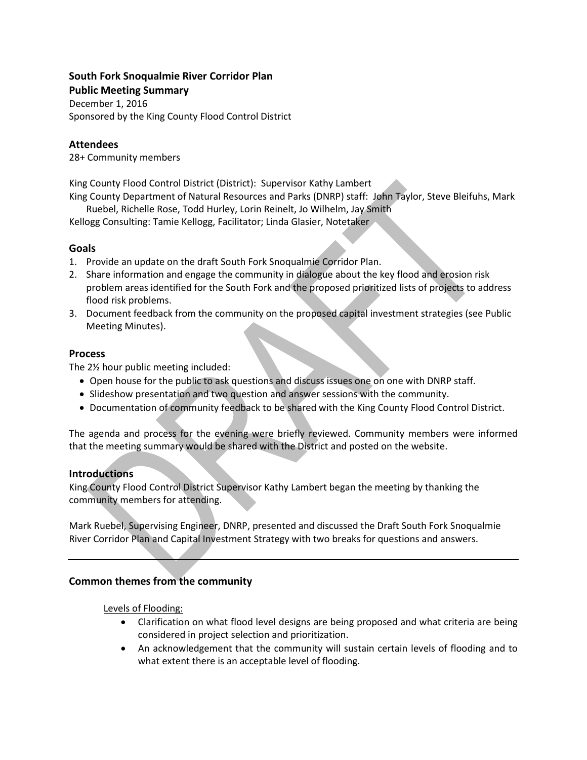**South Fork Snoqualmie River Corridor Plan**
**Public Meeting Summary**
December 1, 2016
Sponsored by the King County Flood Control District

## Attendees

28+ Community members

King County Flood Control District (District): Supervisor Kathy Lambert
King County Department of Natural Resources and Parks (DNRP) staff: John Taylor, Steve Bleifuhs, Mark Ruebel, Richelle Rose, Todd Hurley, Lorin Reinelt, Jo Wilhelm, Jay Smith
Kellogg Consulting: Tamie Kellogg, Facilitator; Linda Glasier, Notetaker

## Goals

1. Provide an update on the draft South Fork Snoqualmie Corridor Plan.
2. Share information and engage the community in dialogue about the key flood and erosion risk problem areas identified for the South Fork and the proposed prioritized lists of projects to address flood risk problems.
3. Document feedback from the community on the proposed capital investment strategies (see Public Meeting Minutes).

## Process

The 2½ hour public meeting included:

- Open house for the public to ask questions and discuss issues one on one with DNRP staff.
- Slideshow presentation and two question and answer sessions with the community.
- Documentation of community feedback to be shared with the King County Flood Control District.

The agenda and process for the evening were briefly reviewed. Community members were informed that the meeting summary would be shared with the District and posted on the website.

## Introductions

King County Flood Control District Supervisor Kathy Lambert began the meeting by thanking the community members for attending.

Mark Ruebel, Supervising Engineer, DNRP, presented and discussed the Draft South Fork Snoqualmie River Corridor Plan and Capital Investment Strategy with two breaks for questions and answers.

---

## Common themes from the community

Levels of Flooding:

- Clarification on what flood level designs are being proposed and what criteria are being considered in project selection and prioritization.
- An acknowledgement that the community will sustain certain levels of flooding and to what extent there is an acceptable level of flooding.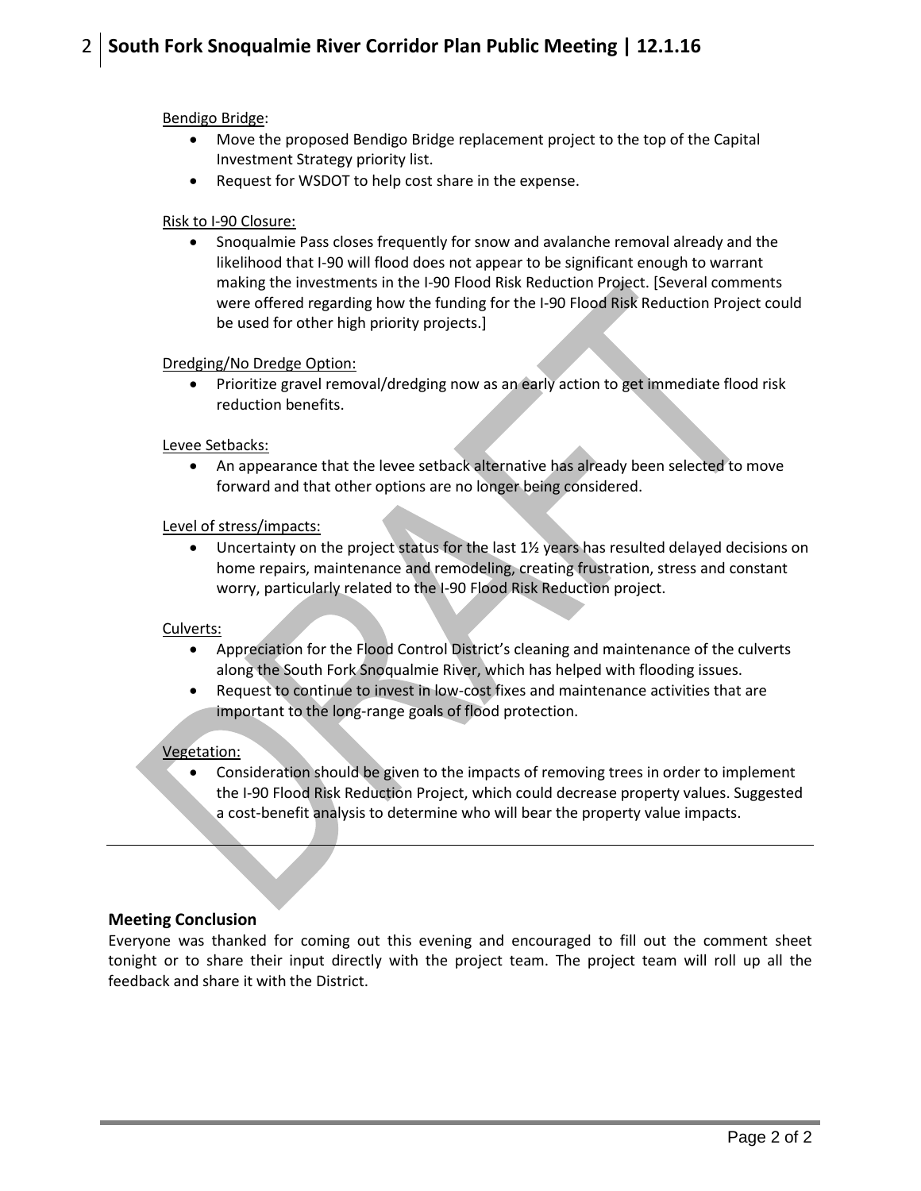Bendigo Bridge:

- Move the proposed Bendigo Bridge replacement project to the top of the Capital Investment Strategy priority list.
- Request for WSDOT to help cost share in the expense.

Risk to I-90 Closure:

- Snoqualmie Pass closes frequently for snow and avalanche removal already and the likelihood that I-90 will flood does not appear to be significant enough to warrant making the investments in the I-90 Flood Risk Reduction Project. [Several comments were offered regarding how the funding for the I-90 Flood Risk Reduction Project could be used for other high priority projects.]

Dredging/No Dredge Option:

- Prioritize gravel removal/dredging now as an early action to get immediate flood risk reduction benefits.

Levee Setbacks:

- An appearance that the levee setback alternative has already been selected to move forward and that other options are no longer being considered.

Level of stress/impacts:

- Uncertainty on the project status for the last 1½ years has resulted delayed decisions on home repairs, maintenance and remodeling, creating frustration, stress and constant worry, particularly related to the I-90 Flood Risk Reduction project.

Culverts:

- Appreciation for the Flood Control District's cleaning and maintenance of the culverts along the South Fork Snoqualmie River, which has helped with flooding issues.
- Request to continue to invest in low-cost fixes and maintenance activities that are important to the long-range goals of flood protection.

Vegetation:

- Consideration should be given to the impacts of removing trees in order to implement the I-90 Flood Risk Reduction Project, which could decrease property values. Suggested a cost-benefit analysis to determine who will bear the property value impacts.

---

**Meeting Conclusion**

Everyone was thanked for coming out this evening and encouraged to fill out the comment sheet tonight or to share their input directly with the project team. The project team will roll up all the feedback and share it with the District.